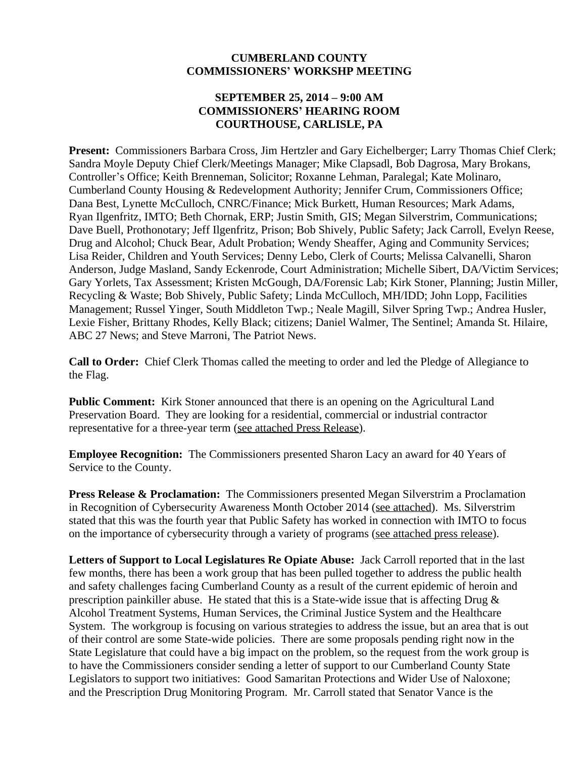**CUMBERLAND COUNTY**
**COMMISSIONERS' WORKSHP MEETING**

**SEPTEMBER 25, 2014 – 9:00 AM**
**COMMISSIONERS' HEARING ROOM**
**COURTHOUSE, CARLISLE, PA**

**Present:** Commissioners Barbara Cross, Jim Hertzler and Gary Eichelberger; Larry Thomas Chief Clerk; Sandra Moyle Deputy Chief Clerk/Meetings Manager; Mike Clapsadl, Bob Dagrosa, Mary Brokans, Controller's Office; Keith Brenneman, Solicitor; Roxanne Lehman, Paralegal; Kate Molinaro, Cumberland County Housing & Redevelopment Authority; Jennifer Crum, Commissioners Office; Dana Best, Lynette McCulloch, CNRC/Finance; Mick Burkett, Human Resources; Mark Adams, Ryan Ilgenfritz, IMTO; Beth Chornak, ERP; Justin Smith, GIS; Megan Silverstrim, Communications; Dave Buell, Prothonotary; Jeff Ilgenfritz, Prison; Bob Shively, Public Safety; Jack Carroll, Evelyn Reese, Drug and Alcohol; Chuck Bear, Adult Probation; Wendy Sheaffer, Aging and Community Services; Lisa Reider, Children and Youth Services; Denny Lebo, Clerk of Courts; Melissa Calvanelli, Sharon Anderson, Judge Masland, Sandy Eckenrode, Court Administration; Michelle Sibert, DA/Victim Services; Gary Yorlets, Tax Assessment; Kristen McGough, DA/Forensic Lab; Kirk Stoner, Planning; Justin Miller, Recycling & Waste; Bob Shively, Public Safety; Linda McCulloch, MH/IDD; John Lopp, Facilities Management; Russel Yinger, South Middleton Twp.; Neale Magill, Silver Spring Twp.; Andrea Husler, Lexie Fisher, Brittany Rhodes, Kelly Black; citizens; Daniel Walmer, The Sentinel; Amanda St. Hilaire, ABC 27 News; and Steve Marroni, The Patriot News.

**Call to Order:** Chief Clerk Thomas called the meeting to order and led the Pledge of Allegiance to the Flag.

**Public Comment:** Kirk Stoner announced that there is an opening on the Agricultural Land Preservation Board. They are looking for a residential, commercial or industrial contractor representative for a three-year term (see attached Press Release).

**Employee Recognition:** The Commissioners presented Sharon Lacy an award for 40 Years of Service to the County.

**Press Release & Proclamation:** The Commissioners presented Megan Silverstrim a Proclamation in Recognition of Cybersecurity Awareness Month October 2014 (see attached). Ms. Silverstrim stated that this was the fourth year that Public Safety has worked in connection with IMTO to focus on the importance of cybersecurity through a variety of programs (see attached press release).

**Letters of Support to Local Legislatures Re Opiate Abuse:** Jack Carroll reported that in the last few months, there has been a work group that has been pulled together to address the public health and safety challenges facing Cumberland County as a result of the current epidemic of heroin and prescription painkiller abuse. He stated that this is a State-wide issue that is affecting Drug & Alcohol Treatment Systems, Human Services, the Criminal Justice System and the Healthcare System. The workgroup is focusing on various strategies to address the issue, but an area that is out of their control are some State-wide policies. There are some proposals pending right now in the State Legislature that could have a big impact on the problem, so the request from the work group is to have the Commissioners consider sending a letter of support to our Cumberland County State Legislators to support two initiatives: Good Samaritan Protections and Wider Use of Naloxone; and the Prescription Drug Monitoring Program. Mr. Carroll stated that Senator Vance is the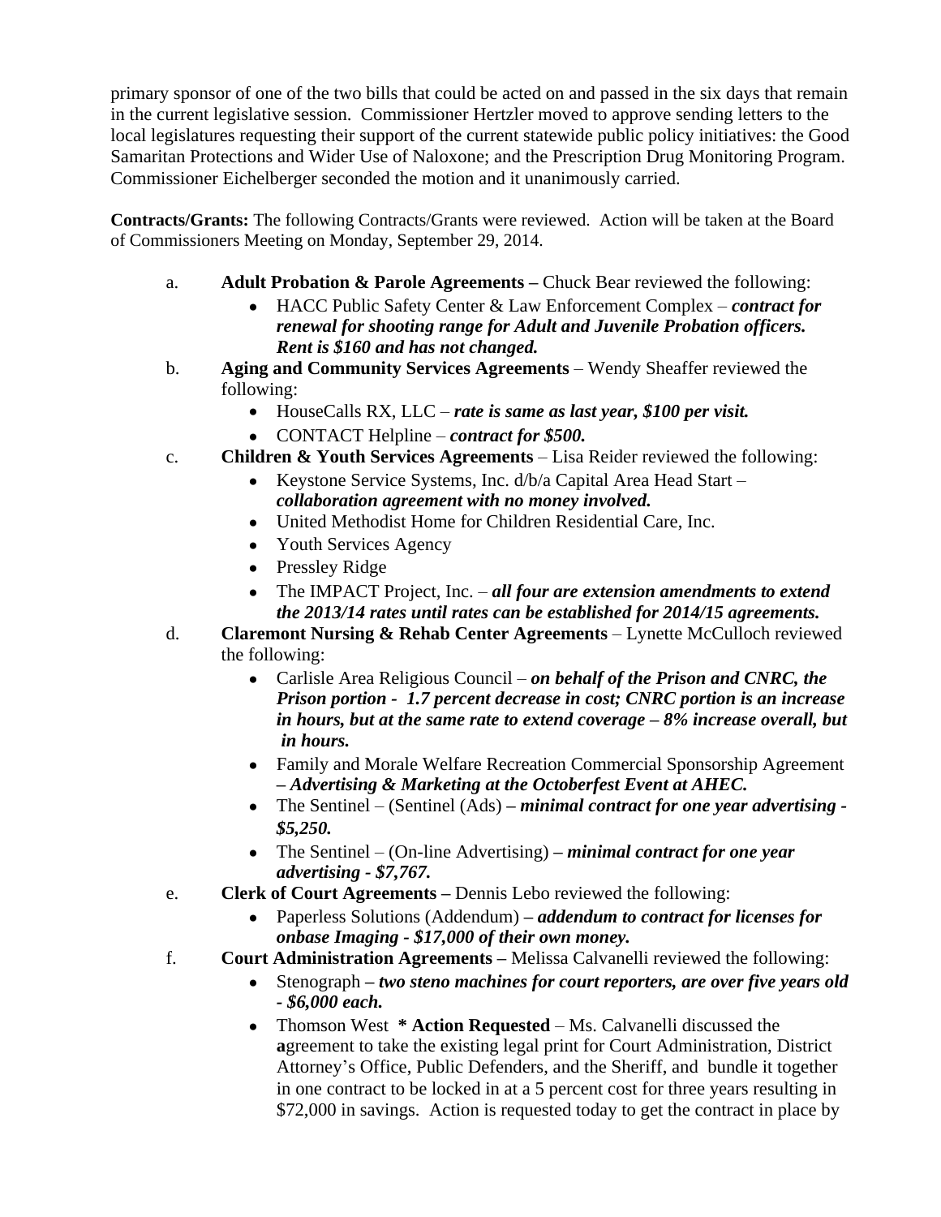primary sponsor of one of the two bills that could be acted on and passed in the six days that remain in the current legislative session. Commissioner Hertzler moved to approve sending letters to the local legislatures requesting their support of the current statewide public policy initiatives: the Good Samaritan Protections and Wider Use of Naloxone; and the Prescription Drug Monitoring Program. Commissioner Eichelberger seconded the motion and it unanimously carried.

**Contracts/Grants:** The following Contracts/Grants were reviewed. Action will be taken at the Board of Commissioners Meeting on Monday, September 29, 2014.

a. **Adult Probation & Parole Agreements –** Chuck Bear reviewed the following:
   - HACC Public Safety Center & Law Enforcement Complex – ***contract for renewal for shooting range for Adult and Juvenile Probation officers. Rent is $160 and has not changed.***

b. **Aging and Community Services Agreements** – Wendy Sheaffer reviewed the following:
   - HouseCalls RX, LLC – ***rate is same as last year, $100 per visit.***
   - CONTACT Helpline – ***contract for $500.***

c. **Children & Youth Services Agreements** – Lisa Reider reviewed the following:
   - Keystone Service Systems, Inc. d/b/a Capital Area Head Start – ***collaboration agreement with no money involved.***
   - United Methodist Home for Children Residential Care, Inc.
   - Youth Services Agency
   - Pressley Ridge
   - The IMPACT Project, Inc. – ***all four are extension amendments to extend the 2013/14 rates until rates can be established for 2014/15 agreements.***

d. **Claremont Nursing & Rehab Center Agreements** – Lynette McCulloch reviewed the following:
   - Carlisle Area Religious Council – ***on behalf of the Prison and CNRC, the Prison portion - 1.7 percent decrease in cost; CNRC portion is an increase in hours, but at the same rate to extend coverage – 8% increase overall, but in hours.***
   - Family and Morale Welfare Recreation Commercial Sponsorship Agreement ***– Advertising & Marketing at the Octoberfest Event at AHEC.***
   - The Sentinel – (Sentinel (Ads) ***– minimal contract for one year advertising - $5,250.***
   - The Sentinel – (On-line Advertising) ***– minimal contract for one year advertising - $7,767.***

e. **Clerk of Court Agreements –** Dennis Lebo reviewed the following:
   - Paperless Solutions (Addendum) ***– addendum to contract for licenses for onbase Imaging - $17,000 of their own money.***

f. **Court Administration Agreements –** Melissa Calvanelli reviewed the following:
   - Stenograph ***– two steno machines for court reporters, are over five years old - $6,000 each.***
   - Thomson West **\* Action Requested** – Ms. Calvanelli discussed the **a**greement to take the existing legal print for Court Administration, District Attorney's Office, Public Defenders, and the Sheriff, and bundle it together in one contract to be locked in at a 5 percent cost for three years resulting in $72,000 in savings. Action is requested today to get the contract in place by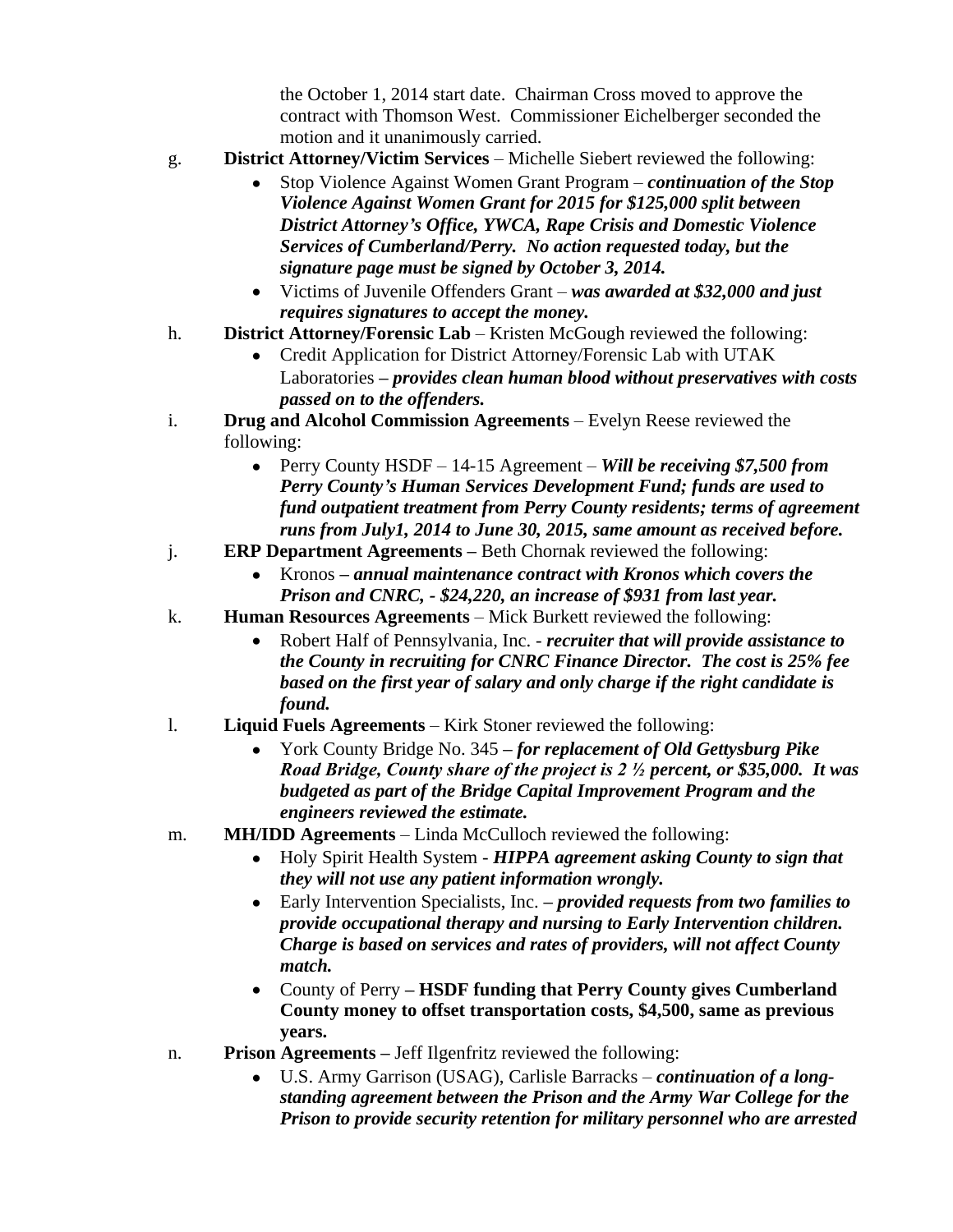the October 1, 2014 start date. Chairman Cross moved to approve the contract with Thomson West. Commissioner Eichelberger seconded the motion and it unanimously carried.

g. **District Attorney/Victim Services** – Michelle Siebert reviewed the following:
   - Stop Violence Against Women Grant Program – ***continuation of the Stop Violence Against Women Grant for 2015 for $125,000 split between District Attorney's Office, YWCA, Rape Crisis and Domestic Violence Services of Cumberland/Perry. No action requested today, but the signature page must be signed by October 3, 2014.***
   - Victims of Juvenile Offenders Grant – ***was awarded at $32,000 and just requires signatures to accept the money.***

h. **District Attorney/Forensic Lab** – Kristen McGough reviewed the following:
   - Credit Application for District Attorney/Forensic Lab with UTAK Laboratories **–** ***provides clean human blood without preservatives with costs passed on to the offenders.***

i. **Drug and Alcohol Commission Agreements** – Evelyn Reese reviewed the following:
   - Perry County HSDF – 14-15 Agreement – ***Will be receiving $7,500 from Perry County's Human Services Development Fund; funds are used to fund outpatient treatment from Perry County residents; terms of agreement runs from July1, 2014 to June 30, 2015, same amount as received before.***

j. **ERP Department Agreements –** Beth Chornak reviewed the following:
   - Kronos **–** ***annual maintenance contract with Kronos which covers the Prison and CNRC, - $24,220, an increase of $931 from last year.***

k. **Human Resources Agreements** – Mick Burkett reviewed the following:
   - Robert Half of Pennsylvania, Inc. - ***recruiter that will provide assistance to the County in recruiting for CNRC Finance Director. The cost is 25% fee based on the first year of salary and only charge if the right candidate is found.***

l. **Liquid Fuels Agreements** – Kirk Stoner reviewed the following:
   - York County Bridge No. 345 **–** ***for replacement of Old Gettysburg Pike Road Bridge, County share of the project is 2 ½ percent, or $35,000. It was budgeted as part of the Bridge Capital Improvement Program and the engineers reviewed the estimate.***

m. **MH/IDD Agreements** – Linda McCulloch reviewed the following:
   - Holy Spirit Health System - ***HIPPA agreement asking County to sign that they will not use any patient information wrongly.***
   - Early Intervention Specialists, Inc. **–** ***provided requests from two families to provide occupational therapy and nursing to Early Intervention children. Charge is based on services and rates of providers, will not affect County match.***
   - County of Perry **– HSDF funding that Perry County gives Cumberland County money to offset transportation costs, $4,500, same as previous years.**

n. **Prison Agreements –** Jeff Ilgenfritz reviewed the following:
   - U.S. Army Garrison (USAG), Carlisle Barracks – ***continuation of a long-standing agreement between the Prison and the Army War College for the Prison to provide security retention for military personnel who are arrested***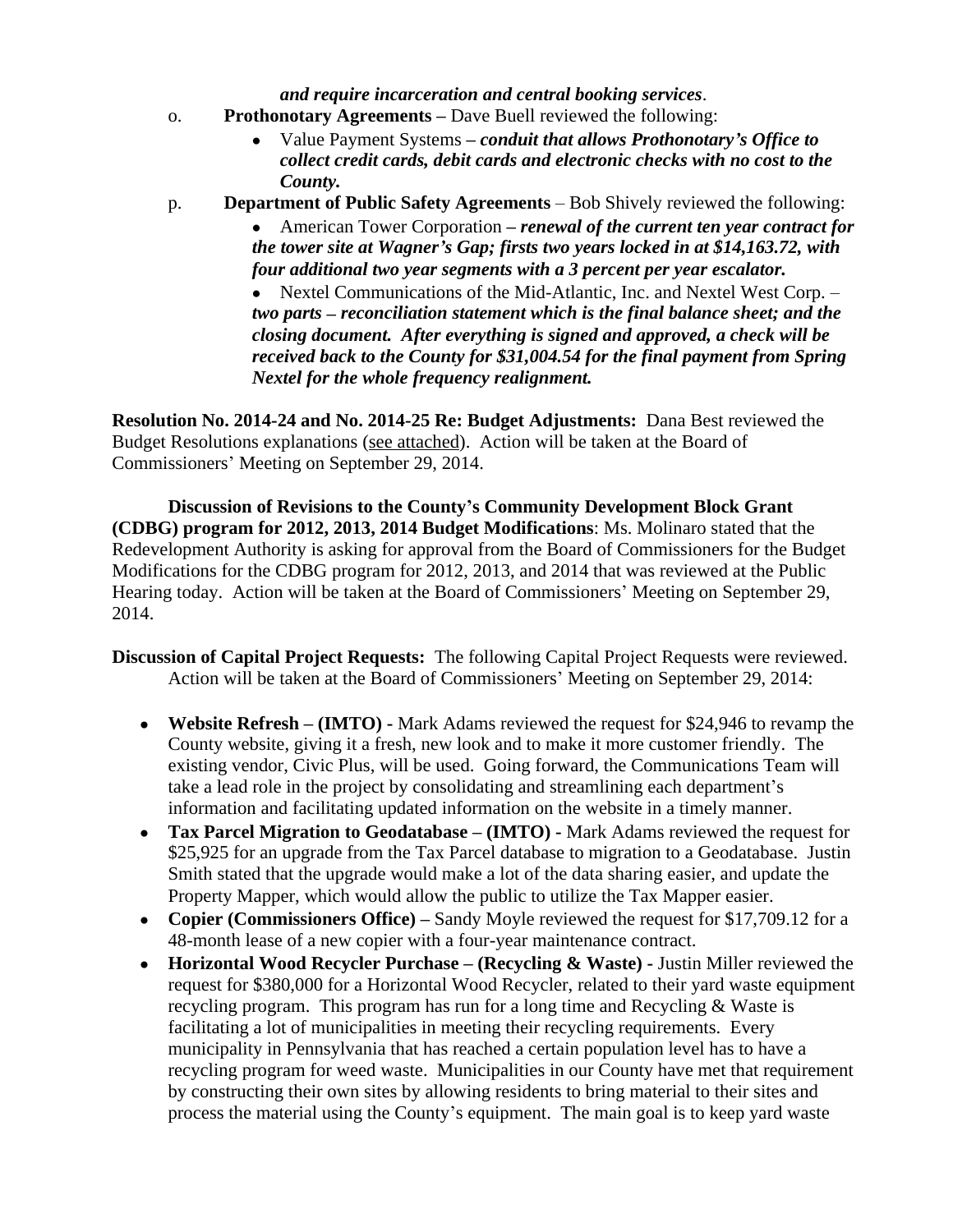***and require incarceration and central booking services***.

o. **Prothonotary Agreements –** Dave Buell reviewed the following:

- Value Payment Systems **–** ***conduit that allows Prothonotary's Office to collect credit cards, debit cards and electronic checks with no cost to the County.***

p. **Department of Public Safety Agreements** – Bob Shively reviewed the following:

- American Tower Corporation **–** ***renewal of the current ten year contract for the tower site at Wagner's Gap; firsts two years locked in at $14,163.72, with four additional two year segments with a 3 percent per year escalator.***
- Nextel Communications of the Mid-Atlantic, Inc. and Nextel West Corp. – ***two parts – reconciliation statement which is the final balance sheet; and the closing document. After everything is signed and approved, a check will be received back to the County for $31,004.54 for the final payment from Spring Nextel for the whole frequency realignment.***

**Resolution No. 2014-24 and No. 2014-25 Re: Budget Adjustments:** Dana Best reviewed the Budget Resolutions explanations (see attached). Action will be taken at the Board of Commissioners' Meeting on September 29, 2014.

**Discussion of Revisions to the County's Community Development Block Grant (CDBG) program for 2012, 2013, 2014 Budget Modifications**: Ms. Molinaro stated that the Redevelopment Authority is asking for approval from the Board of Commissioners for the Budget Modifications for the CDBG program for 2012, 2013, and 2014 that was reviewed at the Public Hearing today. Action will be taken at the Board of Commissioners' Meeting on September 29, 2014.

**Discussion of Capital Project Requests:** The following Capital Project Requests were reviewed. Action will be taken at the Board of Commissioners' Meeting on September 29, 2014:

- **Website Refresh – (IMTO) -** Mark Adams reviewed the request for $24,946 to revamp the County website, giving it a fresh, new look and to make it more customer friendly. The existing vendor, Civic Plus, will be used. Going forward, the Communications Team will take a lead role in the project by consolidating and streamlining each department's information and facilitating updated information on the website in a timely manner.
- **Tax Parcel Migration to Geodatabase – (IMTO) -** Mark Adams reviewed the request for $25,925 for an upgrade from the Tax Parcel database to migration to a Geodatabase. Justin Smith stated that the upgrade would make a lot of the data sharing easier, and update the Property Mapper, which would allow the public to utilize the Tax Mapper easier.
- **Copier (Commissioners Office) –** Sandy Moyle reviewed the request for $17,709.12 for a 48-month lease of a new copier with a four-year maintenance contract.
- **Horizontal Wood Recycler Purchase – (Recycling & Waste) -** Justin Miller reviewed the request for $380,000 for a Horizontal Wood Recycler, related to their yard waste equipment recycling program. This program has run for a long time and Recycling & Waste is facilitating a lot of municipalities in meeting their recycling requirements. Every municipality in Pennsylvania that has reached a certain population level has to have a recycling program for weed waste. Municipalities in our County have met that requirement by constructing their own sites by allowing residents to bring material to their sites and process the material using the County's equipment. The main goal is to keep yard waste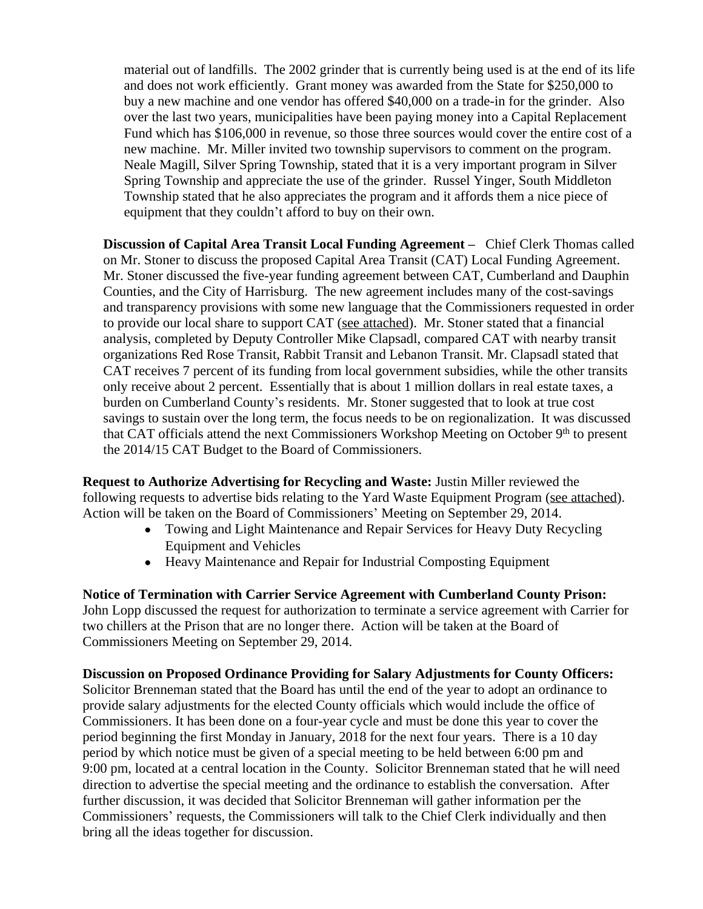material out of landfills. The 2002 grinder that is currently being used is at the end of its life and does not work efficiently. Grant money was awarded from the State for $250,000 to buy a new machine and one vendor has offered $40,000 on a trade-in for the grinder. Also over the last two years, municipalities have been paying money into a Capital Replacement Fund which has $106,000 in revenue, so those three sources would cover the entire cost of a new machine. Mr. Miller invited two township supervisors to comment on the program. Neale Magill, Silver Spring Township, stated that it is a very important program in Silver Spring Township and appreciate the use of the grinder. Russel Yinger, South Middleton Township stated that he also appreciates the program and it affords them a nice piece of equipment that they couldn't afford to buy on their own.

**Discussion of Capital Area Transit Local Funding Agreement –** Chief Clerk Thomas called on Mr. Stoner to discuss the proposed Capital Area Transit (CAT) Local Funding Agreement. Mr. Stoner discussed the five-year funding agreement between CAT, Cumberland and Dauphin Counties, and the City of Harrisburg. The new agreement includes many of the cost-savings and transparency provisions with some new language that the Commissioners requested in order to provide our local share to support CAT (see attached). Mr. Stoner stated that a financial analysis, completed by Deputy Controller Mike Clapsadl, compared CAT with nearby transit organizations Red Rose Transit, Rabbit Transit and Lebanon Transit. Mr. Clapsadl stated that CAT receives 7 percent of its funding from local government subsidies, while the other transits only receive about 2 percent. Essentially that is about 1 million dollars in real estate taxes, a burden on Cumberland County's residents. Mr. Stoner suggested that to look at true cost savings to sustain over the long term, the focus needs to be on regionalization. It was discussed that CAT officials attend the next Commissioners Workshop Meeting on October 9th to present the 2014/15 CAT Budget to the Board of Commissioners.

**Request to Authorize Advertising for Recycling and Waste:** Justin Miller reviewed the following requests to advertise bids relating to the Yard Waste Equipment Program (see attached). Action will be taken on the Board of Commissioners' Meeting on September 29, 2014.

- Towing and Light Maintenance and Repair Services for Heavy Duty Recycling Equipment and Vehicles
- Heavy Maintenance and Repair for Industrial Composting Equipment

**Notice of Termination with Carrier Service Agreement with Cumberland County Prison:** John Lopp discussed the request for authorization to terminate a service agreement with Carrier for two chillers at the Prison that are no longer there. Action will be taken at the Board of Commissioners Meeting on September 29, 2014.

**Discussion on Proposed Ordinance Providing for Salary Adjustments for County Officers:** Solicitor Brenneman stated that the Board has until the end of the year to adopt an ordinance to provide salary adjustments for the elected County officials which would include the office of Commissioners. It has been done on a four-year cycle and must be done this year to cover the period beginning the first Monday in January, 2018 for the next four years. There is a 10 day period by which notice must be given of a special meeting to be held between 6:00 pm and 9:00 pm, located at a central location in the County. Solicitor Brenneman stated that he will need direction to advertise the special meeting and the ordinance to establish the conversation. After further discussion, it was decided that Solicitor Brenneman will gather information per the Commissioners' requests, the Commissioners will talk to the Chief Clerk individually and then bring all the ideas together for discussion.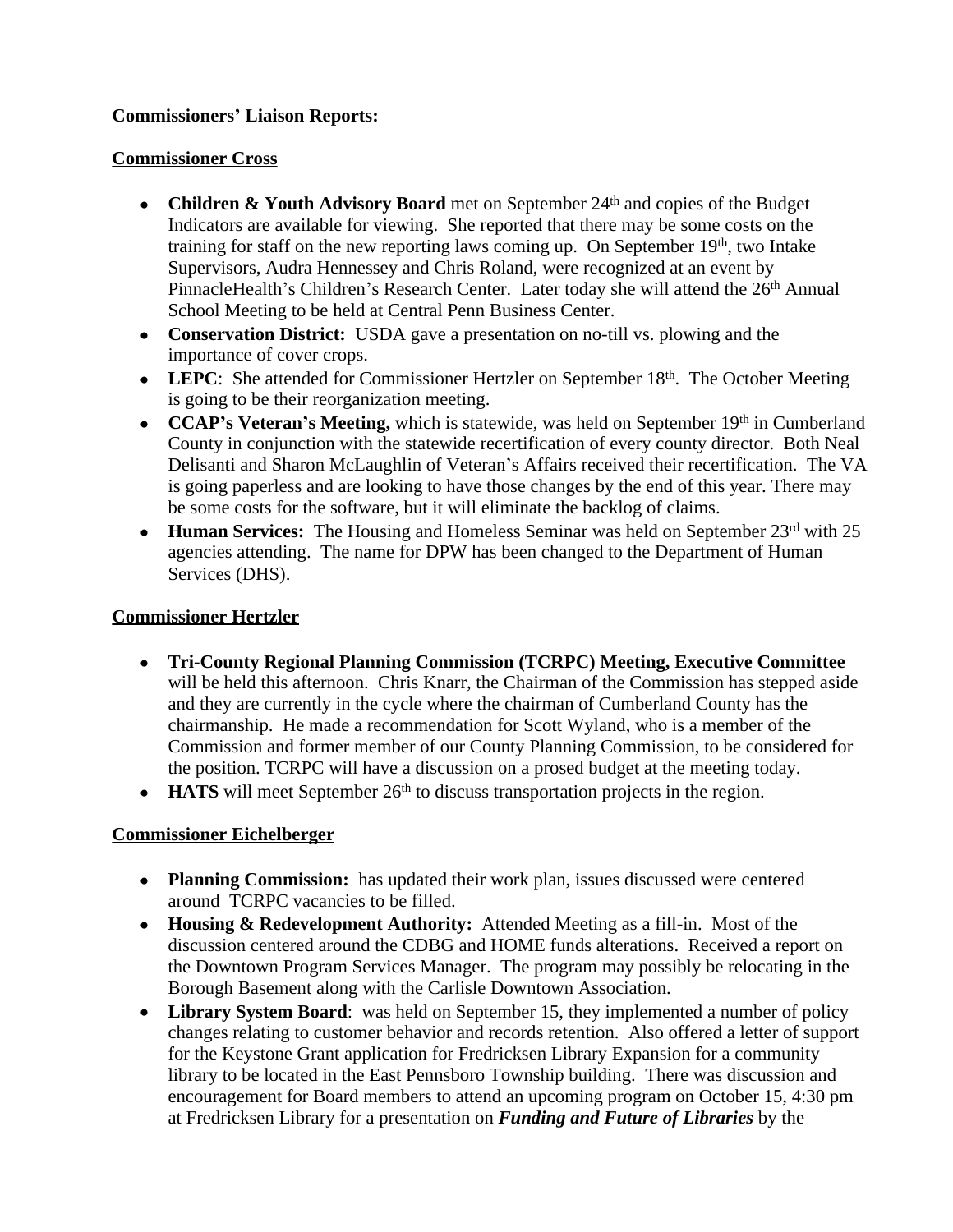**Commissioners' Liaison Reports:**

**Commissioner Cross**

- **Children & Youth Advisory Board** met on September 24th and copies of the Budget Indicators are available for viewing. She reported that there may be some costs on the training for staff on the new reporting laws coming up. On September 19th, two Intake Supervisors, Audra Hennessey and Chris Roland, were recognized at an event by PinnacleHealth's Children's Research Center. Later today she will attend the 26th Annual School Meeting to be held at Central Penn Business Center.
- **Conservation District:** USDA gave a presentation on no-till vs. plowing and the importance of cover crops.
- **LEPC**: She attended for Commissioner Hertzler on September 18th. The October Meeting is going to be their reorganization meeting.
- **CCAP's Veteran's Meeting,** which is statewide, was held on September 19th in Cumberland County in conjunction with the statewide recertification of every county director. Both Neal Delisanti and Sharon McLaughlin of Veteran's Affairs received their recertification. The VA is going paperless and are looking to have those changes by the end of this year. There may be some costs for the software, but it will eliminate the backlog of claims.
- **Human Services:** The Housing and Homeless Seminar was held on September 23rd with 25 agencies attending. The name for DPW has been changed to the Department of Human Services (DHS).

**Commissioner Hertzler**

- **Tri-County Regional Planning Commission (TCRPC) Meeting, Executive Committee** will be held this afternoon. Chris Knarr, the Chairman of the Commission has stepped aside and they are currently in the cycle where the chairman of Cumberland County has the chairmanship. He made a recommendation for Scott Wyland, who is a member of the Commission and former member of our County Planning Commission, to be considered for the position. TCRPC will have a discussion on a prosed budget at the meeting today.
- **HATS** will meet September 26th to discuss transportation projects in the region.

**Commissioner Eichelberger**

- **Planning Commission:** has updated their work plan, issues discussed were centered around TCRPC vacancies to be filled.
- **Housing & Redevelopment Authority:** Attended Meeting as a fill-in. Most of the discussion centered around the CDBG and HOME funds alterations. Received a report on the Downtown Program Services Manager. The program may possibly be relocating in the Borough Basement along with the Carlisle Downtown Association.
- **Library System Board**: was held on September 15, they implemented a number of policy changes relating to customer behavior and records retention. Also offered a letter of support for the Keystone Grant application for Fredricksen Library Expansion for a community library to be located in the East Pennsboro Township building. There was discussion and encouragement for Board members to attend an upcoming program on October 15, 4:30 pm at Fredricksen Library for a presentation on ***Funding and Future of Libraries*** by the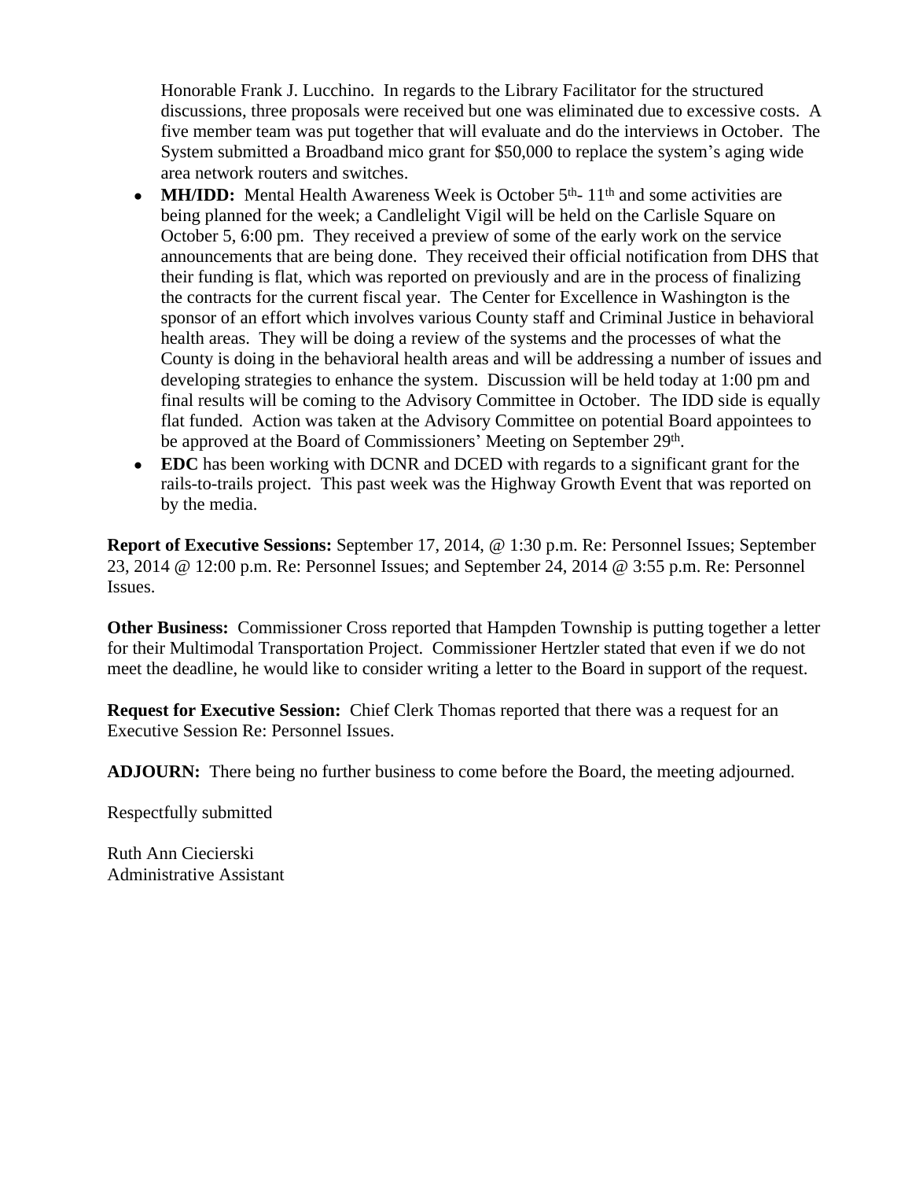Honorable Frank J. Lucchino. In regards to the Library Facilitator for the structured discussions, three proposals were received but one was eliminated due to excessive costs. A five member team was put together that will evaluate and do the interviews in October. The System submitted a Broadband mico grant for $50,000 to replace the system's aging wide area network routers and switches.

- **MH/IDD:** Mental Health Awareness Week is October 5th- 11th and some activities are being planned for the week; a Candlelight Vigil will be held on the Carlisle Square on October 5, 6:00 pm. They received a preview of some of the early work on the service announcements that are being done. They received their official notification from DHS that their funding is flat, which was reported on previously and are in the process of finalizing the contracts for the current fiscal year. The Center for Excellence in Washington is the sponsor of an effort which involves various County staff and Criminal Justice in behavioral health areas. They will be doing a review of the systems and the processes of what the County is doing in the behavioral health areas and will be addressing a number of issues and developing strategies to enhance the system. Discussion will be held today at 1:00 pm and final results will be coming to the Advisory Committee in October. The IDD side is equally flat funded. Action was taken at the Advisory Committee on potential Board appointees to be approved at the Board of Commissioners' Meeting on September 29th.
- **EDC** has been working with DCNR and DCED with regards to a significant grant for the rails-to-trails project. This past week was the Highway Growth Event that was reported on by the media.

**Report of Executive Sessions:** September 17, 2014, @ 1:30 p.m. Re: Personnel Issues; September 23, 2014 @ 12:00 p.m. Re: Personnel Issues; and September 24, 2014 @ 3:55 p.m. Re: Personnel Issues.

**Other Business:** Commissioner Cross reported that Hampden Township is putting together a letter for their Multimodal Transportation Project. Commissioner Hertzler stated that even if we do not meet the deadline, he would like to consider writing a letter to the Board in support of the request.

**Request for Executive Session:** Chief Clerk Thomas reported that there was a request for an Executive Session Re: Personnel Issues.

**ADJOURN:** There being no further business to come before the Board, the meeting adjourned.

Respectfully submitted

Ruth Ann Ciecierski
Administrative Assistant